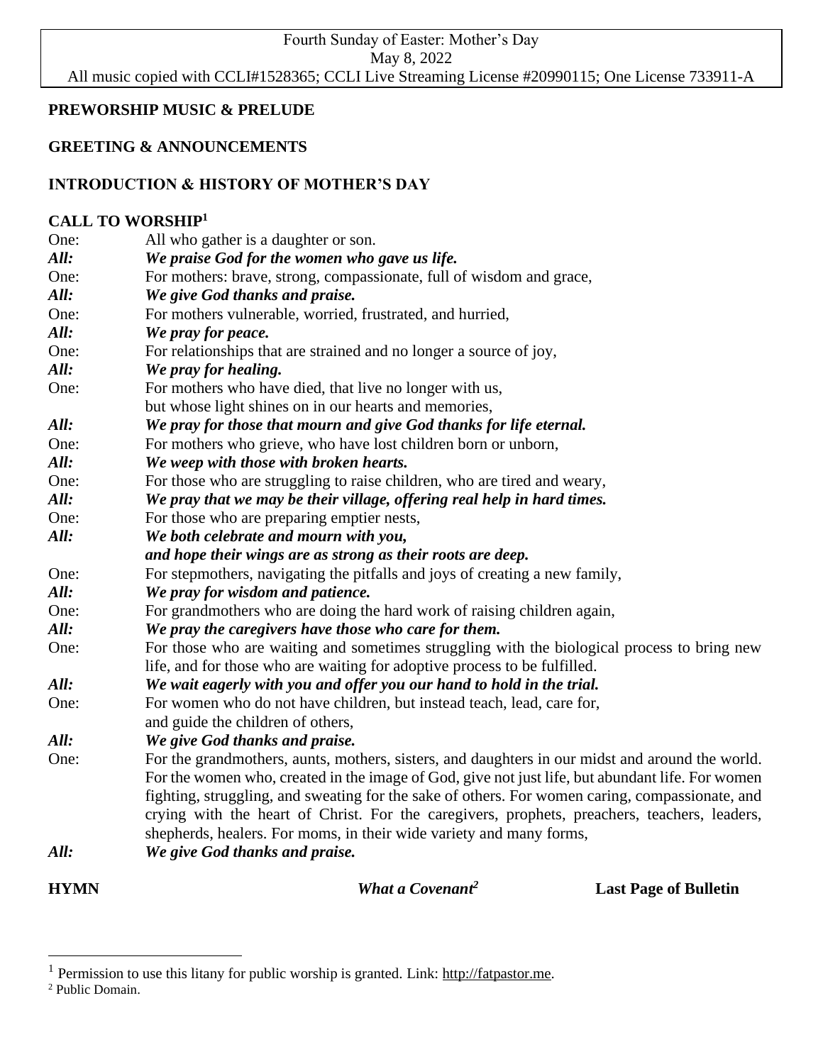Fourth Sunday of Easter: Mother's Day
May 8, 2022
All music copied with CCLI#1528365; CCLI Live Streaming License #20990115; One License 733911-A

**PREWORSHIP MUSIC & PRELUDE**

**GREETING & ANNOUNCEMENTS**

**INTRODUCTION & HISTORY OF MOTHER'S DAY**

**CALL TO WORSHIP[1]**

One: All who gather is a daughter or son.
***All: We praise God for the women who gave us life.***
One: For mothers: brave, strong, compassionate, full of wisdom and grace,
***All: We give God thanks and praise.***
One: For mothers vulnerable, worried, frustrated, and hurried,
***All: We pray for peace.***
One: For relationships that are strained and no longer a source of joy,
***All: We pray for healing.***
One: For mothers who have died, that live no longer with us, but whose light shines on in our hearts and memories,
***All: We pray for those that mourn and give God thanks for life eternal.***
One: For mothers who grieve, who have lost children born or unborn,
***All: We weep with those with broken hearts.***
One: For those who are struggling to raise children, who are tired and weary,
***All: We pray that we may be their village, offering real help in hard times.***
One: For those who are preparing emptier nests,
***All: We both celebrate and mourn with you, and hope their wings are as strong as their roots are deep.***
One: For stepmothers, navigating the pitfalls and joys of creating a new family,
***All: We pray for wisdom and patience.***
One: For grandmothers who are doing the hard work of raising children again,
***All: We pray the caregivers have those who care for them.***
One: For those who are waiting and sometimes struggling with the biological process to bring new life, and for those who are waiting for adoptive process to be fulfilled.
***All: We wait eagerly with you and offer you our hand to hold in the trial.***
One: For women who do not have children, but instead teach, lead, care for, and guide the children of others,
***All: We give God thanks and praise.***
One: For the grandmothers, aunts, mothers, sisters, and daughters in our midst and around the world. For the women who, created in the image of God, give not just life, but abundant life. For women fighting, struggling, and sweating for the sake of others. For women caring, compassionate, and crying with the heart of Christ. For the caregivers, prophets, preachers, teachers, leaders, shepherds, healers. For moms, in their wide variety and many forms,
***All: We give God thanks and praise.***

**HYMN** *What a Covenant[2]* **Last Page of Bulletin**

---

[1] Permission to use this litany for public worship is granted. Link: http://fatpastor.me.

[2] Public Domain.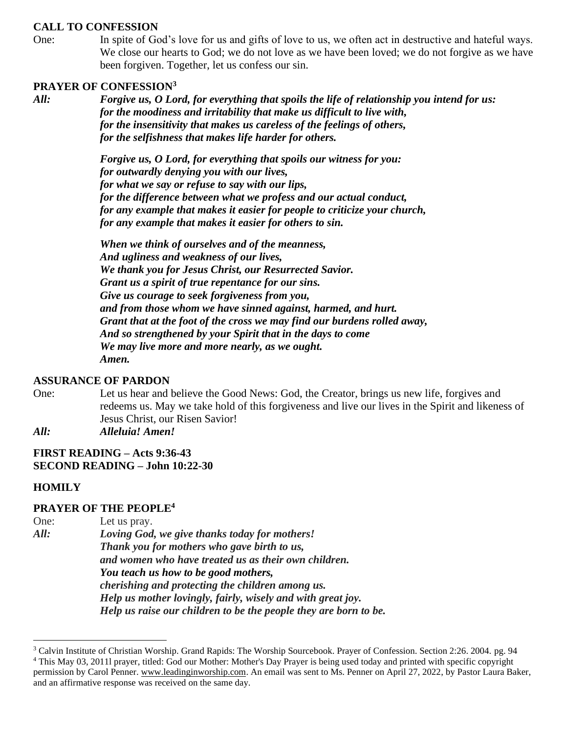**CALL TO CONFESSION**

One: In spite of God's love for us and gifts of love to us, we often act in destructive and hateful ways. We close our hearts to God; we do not love as we have been loved; we do not forgive as we have been forgiven. Together, let us confess our sin.

**PRAYER OF CONFESSION**[3]

***All:*** ***Forgive us, O Lord, for everything that spoils the life of relationship you intend for us:***
***for the moodiness and irritability that make us difficult to live with,***
***for the insensitivity that makes us careless of the feelings of others,***
***for the selfishness that makes life harder for others.***

***Forgive us, O Lord, for everything that spoils our witness for you:***
***for outwardly denying you with our lives,***
***for what we say or refuse to say with our lips,***
***for the difference between what we profess and our actual conduct,***
***for any example that makes it easier for people to criticize your church,***
***for any example that makes it easier for others to sin.***

***When we think of ourselves and of the meanness,***
***And ugliness and weakness of our lives,***
***We thank you for Jesus Christ, our Resurrected Savior.***
***Grant us a spirit of true repentance for our sins.***
***Give us courage to seek forgiveness from you,***
***and from those whom we have sinned against, harmed, and hurt.***
***Grant that at the foot of the cross we may find our burdens rolled away,***
***And so strengthened by your Spirit that in the days to come***
***We may live more and more nearly, as we ought.***
***Amen.***

**ASSURANCE OF PARDON**

One: Let us hear and believe the Good News: God, the Creator, brings us new life, forgives and redeems us. May we take hold of this forgiveness and live our lives in the Spirit and likeness of Jesus Christ, our Risen Savior!

***All:*** ***Alleluia! Amen!***

**FIRST READING – Acts 9:36-43**
**SECOND READING – John 10:22-30**

**HOMILY**

**PRAYER OF THE PEOPLE**[4]

One: Let us pray.

***All:*** ***Loving God, we give thanks today for mothers!***
***Thank you for mothers who gave birth to us,***
***and women who have treated us as their own children.***
***You teach us how to be good mothers,***
***cherishing and protecting the children among us.***
***Help us mother lovingly, fairly, wisely and with great joy.***
***Help us raise our children to be the people they are born to be.***

---

[3] Calvin Institute of Christian Worship. Grand Rapids: The Worship Sourcebook. Prayer of Confession. Section 2:26. 2004. pg. 94

[4] This May 03, 2011l prayer, titled: God our Mother: Mother's Day Prayer is being used today and printed with specific copyright permission by Carol Penner. www.leadinginworship.com. An email was sent to Ms. Penner on April 27, 2022, by Pastor Laura Baker, and an affirmative response was received on the same day.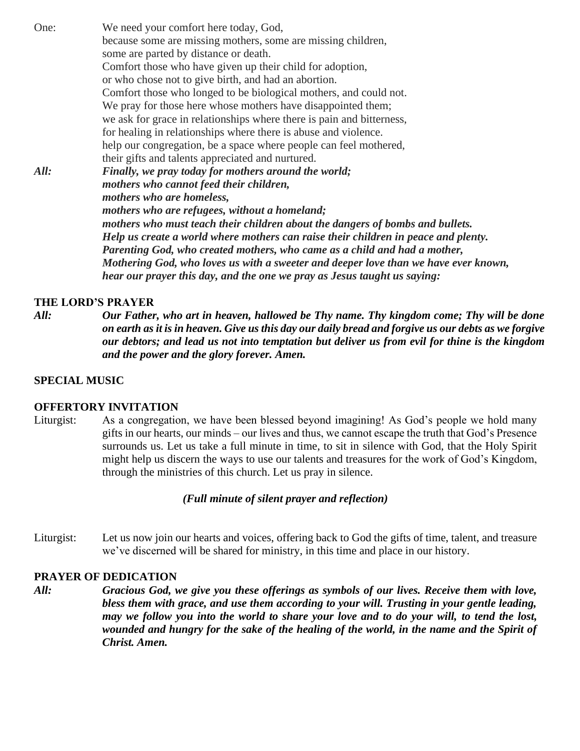One: We need your comfort here today, God,
because some are missing mothers, some are missing children,
some are parted by distance or death.
Comfort those who have given up their child for adoption,
or who chose not to give birth, and had an abortion.
Comfort those who longed to be biological mothers, and could not.
We pray for those here whose mothers have disappointed them;
we ask for grace in relationships where there is pain and bitterness,
for healing in relationships where there is abuse and violence.
help our congregation, be a space where people can feel mothered,
their gifts and talents appreciated and nurtured.

***All:*** ***Finally, we pray today for mothers around the world;***
***mothers who cannot feed their children,***
***mothers who are homeless,***
***mothers who are refugees, without a homeland;***
***mothers who must teach their children about the dangers of bombs and bullets.***
***Help us create a world where mothers can raise their children in peace and plenty.***
***Parenting God, who created mothers, who came as a child and had a mother,***
***Mothering God, who loves us with a sweeter and deeper love than we have ever known,***
***hear our prayer this day, and the one we pray as Jesus taught us saying:***

**THE LORD'S PRAYER**

***All:*** ***Our Father, who art in heaven, hallowed be Thy name. Thy kingdom come; Thy will be done on earth as it is in heaven. Give us this day our daily bread and forgive us our debts as we forgive our debtors; and lead us not into temptation but deliver us from evil for thine is the kingdom and the power and the glory forever. Amen.***

**SPECIAL MUSIC**

**OFFERTORY INVITATION**

Liturgist: As a congregation, we have been blessed beyond imagining! As God's people we hold many gifts in our hearts, our minds – our lives and thus, we cannot escape the truth that God's Presence surrounds us. Let us take a full minute in time, to sit in silence with God, that the Holy Spirit might help us discern the ways to use our talents and treasures for the work of God's Kingdom, through the ministries of this church. Let us pray in silence.

***(Full minute of silent prayer and reflection)***

Liturgist: Let us now join our hearts and voices, offering back to God the gifts of time, talent, and treasure we've discerned will be shared for ministry, in this time and place in our history.

**PRAYER OF DEDICATION**

***All:*** ***Gracious God, we give you these offerings as symbols of our lives. Receive them with love, bless them with grace, and use them according to your will. Trusting in your gentle leading, may we follow you into the world to share your love and to do your will, to tend the lost, wounded and hungry for the sake of the healing of the world, in the name and the Spirit of Christ. Amen.***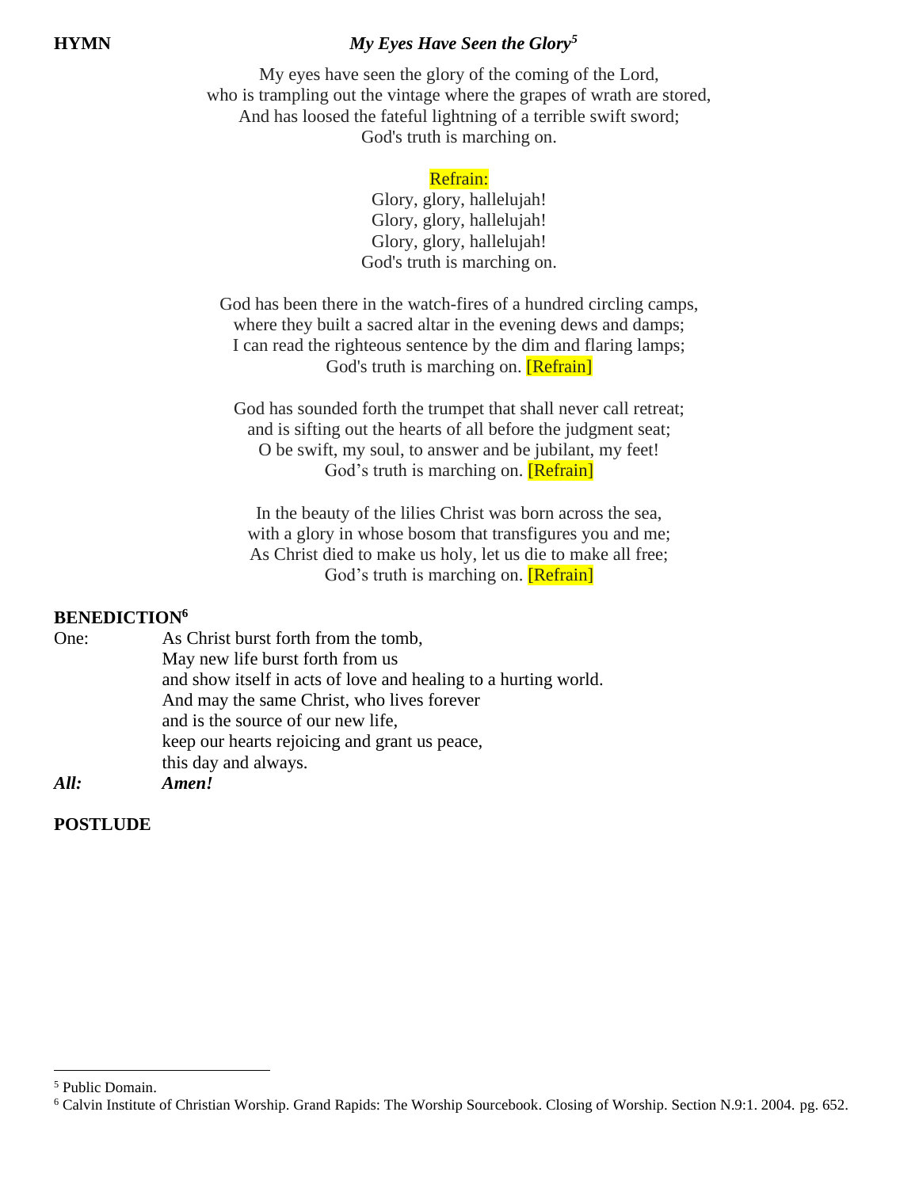**HYMN** ***My Eyes Have Seen the Glory*[5]**

My eyes have seen the glory of the coming of the Lord,
who is trampling out the vintage where the grapes of wrath are stored,
And has loosed the fateful lightning of a terrible swift sword;
God's truth is marching on.

Refrain:
Glory, glory, hallelujah!
Glory, glory, hallelujah!
Glory, glory, hallelujah!
God's truth is marching on.

God has been there in the watch-fires of a hundred circling camps,
where they built a sacred altar in the evening dews and damps;
I can read the righteous sentence by the dim and flaring lamps;
God's truth is marching on. [Refrain]

God has sounded forth the trumpet that shall never call retreat;
and is sifting out the hearts of all before the judgment seat;
O be swift, my soul, to answer and be jubilant, my feet!
God's truth is marching on. [Refrain]

In the beauty of the lilies Christ was born across the sea,
with a glory in whose bosom that transfigures you and me;
As Christ died to make us holy, let us die to make all free;
God's truth is marching on. [Refrain]

**BENEDICTION[6]**

One: As Christ burst forth from the tomb,
May new life burst forth from us
and show itself in acts of love and healing to a hurting world.
And may the same Christ, who lives forever
and is the source of our new life,
keep our hearts rejoicing and grant us peace,
this day and always.

***All:*** ***Amen!***

**POSTLUDE**

---

[5] Public Domain.

[6] Calvin Institute of Christian Worship. Grand Rapids: The Worship Sourcebook. Closing of Worship. Section N.9:1. 2004. pg. 652.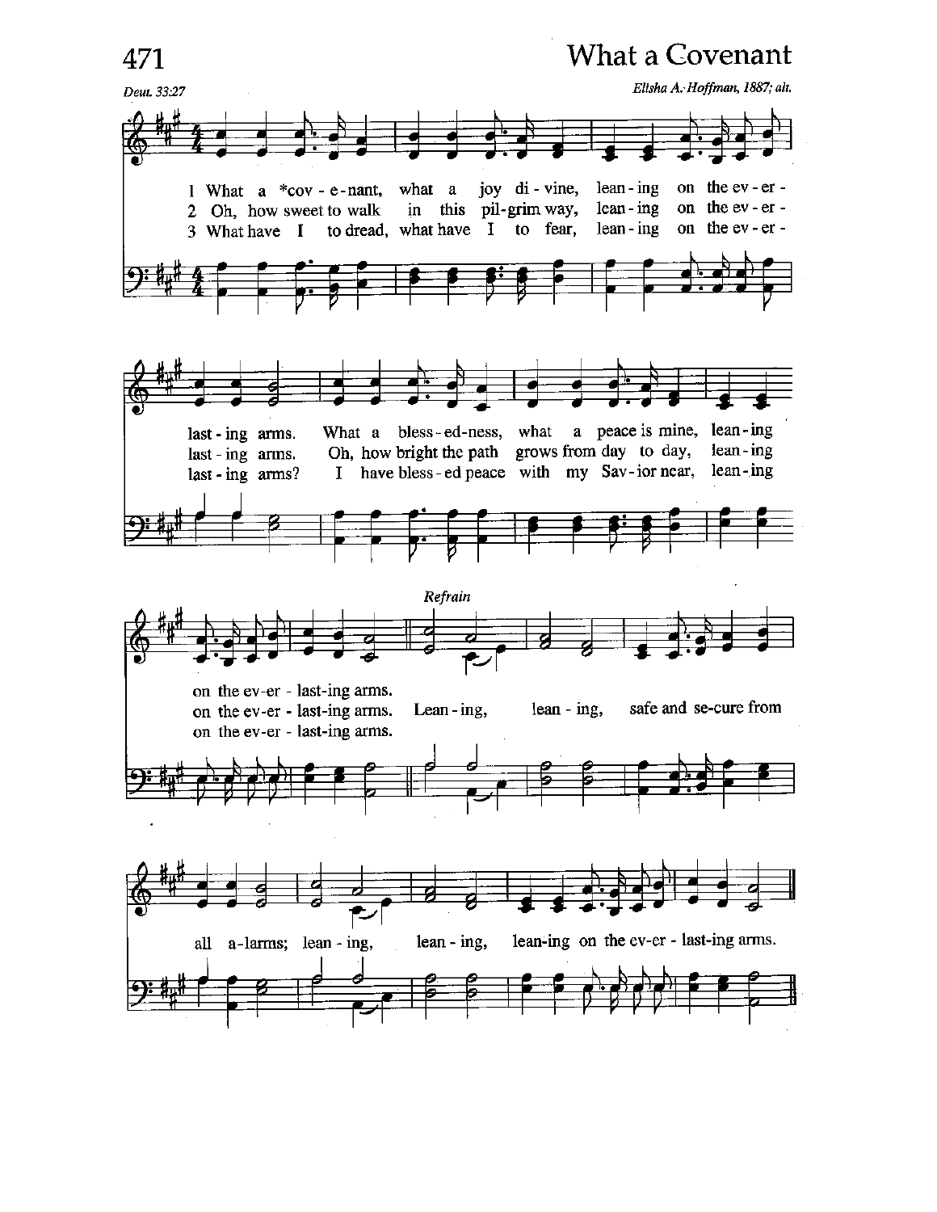# What a Covenant

Deut. 33:27

*Elisha A. Hoffman, 1887; alt.*

1 What a *cov - e - nant, what a joy di - vine, lean - ing on the ev - er - last - ing arms. What a bless - ed - ness, what a peace is mine, lean - ing on the ev - er - last - ing arms.

2 Oh, how sweet to walk in this pil - grim way, lean - ing on the ev - er - last - ing arms. Oh, how bright the path grows from day to day, lean - ing on the ev - er - last - ing arms.

3 What have I to dread, what have I to fear, lean - ing on the ev - er - last - ing arms? I have bless - ed peace with my Sav - ior near, lean - ing on the ev - er - last - ing arms.

*Refrain*

Lean - ing, lean - ing, safe and se - cure from all a - larms; lean - ing, lean - ing, lean - ing on the ev - er - last - ing arms.